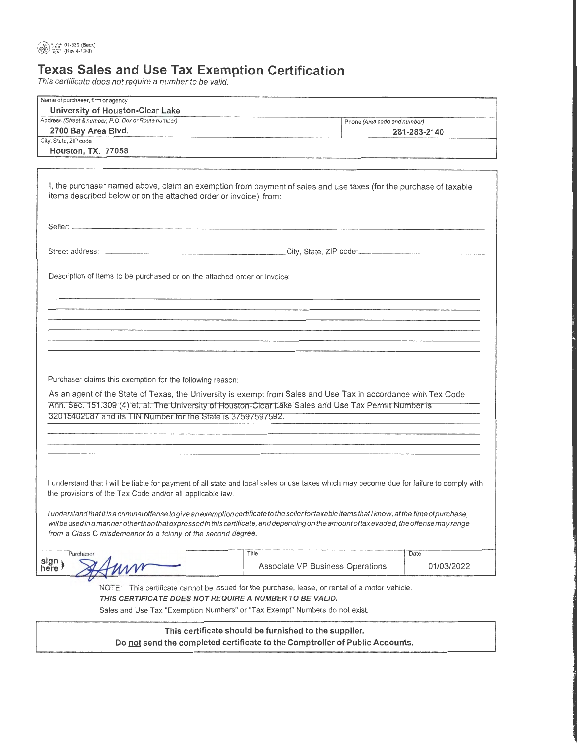Form 01-339 (Back) (Rev.4-13/8)

# Texas Sales and Use Tax Exemption Certification

*This certificate does not require a number to be valid.*

Name of purchaser, firm or agency
**University of Houston-Clear Lake**

Address (Street & number, P.O. Box or Route number)
**2700 Bay Area Blvd.**

Phone (Area code and number)
**281-283-2140**

City, State, ZIP code
**Houston, TX. 77058**

I, the purchaser named above, claim an exemption from payment of sales and use taxes (for the purchase of taxable items described below or on the attached order or invoice) from:

Seller: ______________________________

Street address: ______________________________ City, State, ZIP code: ______________________________

Description of items to be purchased or on the attached order or invoice:

______________________________

Purchaser claims this exemption for the following reason:

As an agent of the State of Texas, the University is exempt from Sales and Use Tax in accordance with Tex Code Ann. Sec. 151.309 (4) et. al. The University of Houston-Clear Lake Sales and Use Tax Permit Number is 32015402087 and its TIN Number for the State is 37597597592.

I understand that I will be liable for payment of all state and local sales or use taxes which may become due for failure to comply with the provisions of the Tax Code and/or all applicable law.

*I understand that it is a criminal offense to give an exemption certificate to the seller for taxable items that I know, at the time of purchase, will be used in a manner other than that expressed in this certificate, and depending on the amount of tax evaded, the offense may range from a Class C misdemeanor to a felony of the second degree.*

| Purchaser (sign here) | Title | Date |
|---|---|---|
| [signature] | Associate VP Business Operations | 01/03/2022 |

NOTE: This certificate cannot be issued for the purchase, lease, or rental of a motor vehicle.
***THIS CERTIFICATE DOES NOT REQUIRE A NUMBER TO BE VALID.***
Sales and Use Tax "Exemption Numbers" or "Tax Exempt" Numbers do not exist.

**This certificate should be furnished to the supplier.**
**Do not send the completed certificate to the Comptroller of Public Accounts.**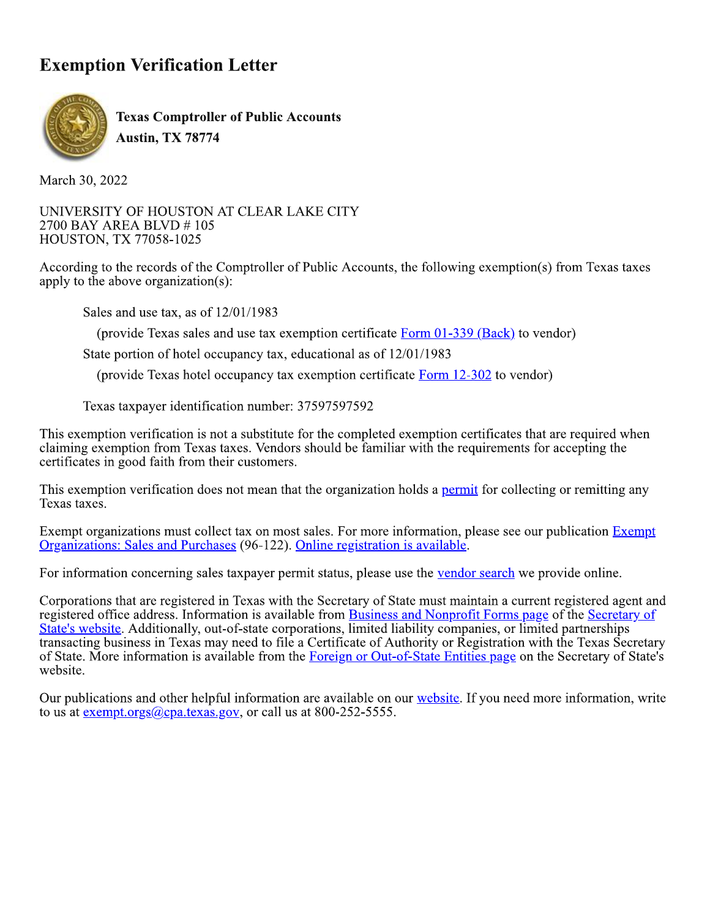# Exemption Verification Letter

**Texas Comptroller of Public Accounts**
**Austin, TX 78774**

March 30, 2022

UNIVERSITY OF HOUSTON AT CLEAR LAKE CITY
2700 BAY AREA BLVD # 105
HOUSTON, TX 77058-1025

According to the records of the Comptroller of Public Accounts, the following exemption(s) from Texas taxes apply to the above organization(s):

> Sales and use tax, as of 12/01/1983
>
> (provide Texas sales and use tax exemption certificate Form 01-339 (Back) to vendor)
>
> State portion of hotel occupancy tax, educational as of 12/01/1983
>
> (provide Texas hotel occupancy tax exemption certificate Form 12-302 to vendor)
>
> Texas taxpayer identification number: 37597597592

This exemption verification is not a substitute for the completed exemption certificates that are required when claiming exemption from Texas taxes. Vendors should be familiar with the requirements for accepting the certificates in good faith from their customers.

This exemption verification does not mean that the organization holds a permit for collecting or remitting any Texas taxes.

Exempt organizations must collect tax on most sales. For more information, please see our publication Exempt Organizations: Sales and Purchases (96-122). Online registration is available.

For information concerning sales taxpayer permit status, please use the vendor search we provide online.

Corporations that are registered in Texas with the Secretary of State must maintain a current registered agent and registered office address. Information is available from Business and Nonprofit Forms page of the Secretary of State's website. Additionally, out-of-state corporations, limited liability companies, or limited partnerships transacting business in Texas may need to file a Certificate of Authority or Registration with the Texas Secretary of State. More information is available from the Foreign or Out-of-State Entities page on the Secretary of State's website.

Our publications and other helpful information are available on our website. If you need more information, write to us at exempt.orgs@cpa.texas.gov, or call us at 800-252-5555.